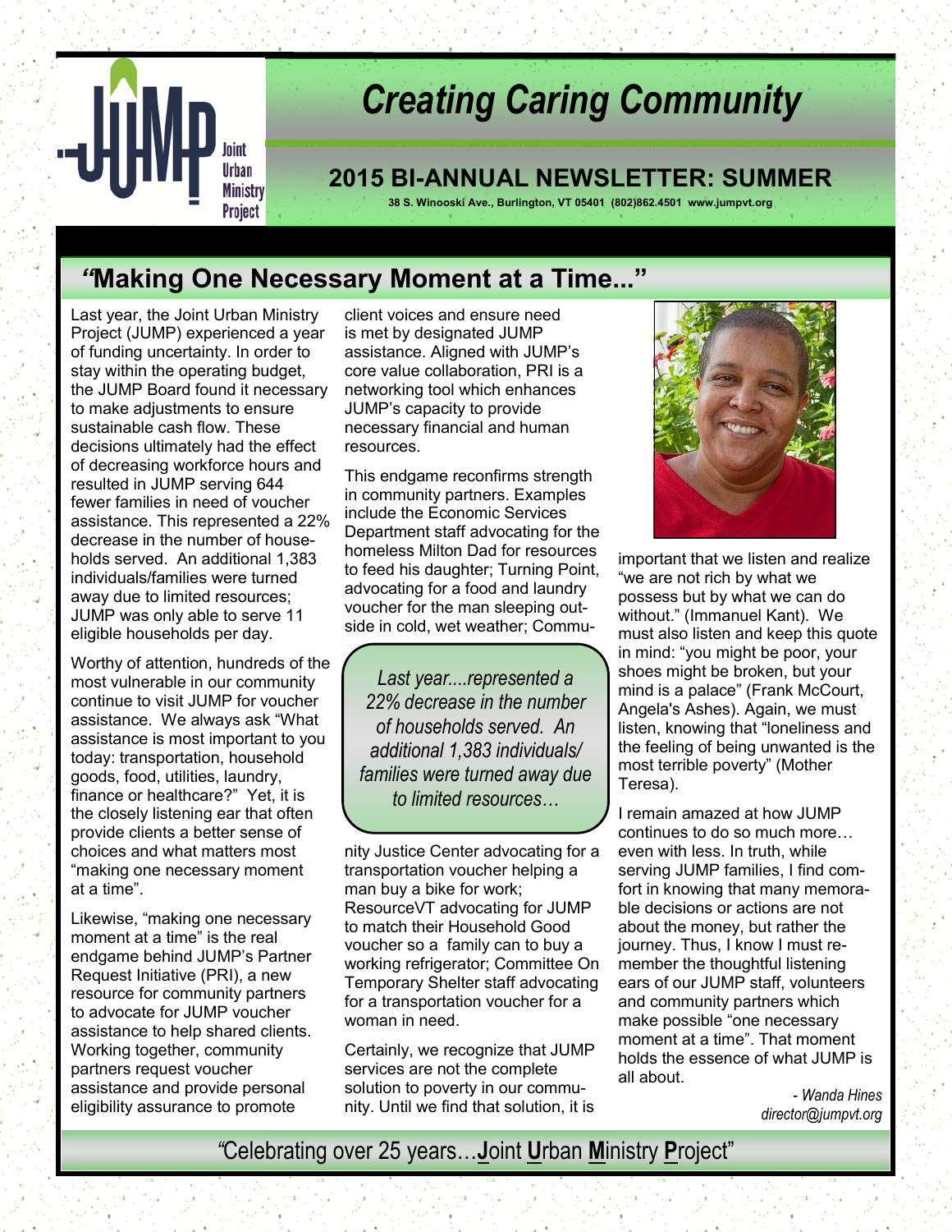Joint Urban Ministry Project

# Creating Caring Community

## 2015 BI-ANNUAL NEWSLETTER: SUMMER

38 S. Winooski Ave., Burlington, VT 05401 (802)862.4501 www.jumpvt.org

## "Making One Necessary Moment at a Time..."

Last year, the Joint Urban Ministry Project (JUMP) experienced a year of funding uncertainty. In order to stay within the operating budget, the JUMP Board found it necessary to make adjustments to ensure sustainable cash flow. These decisions ultimately had the effect of decreasing workforce hours and resulted in JUMP serving 644 fewer families in need of voucher assistance. This represented a 22% decrease in the number of households served. An additional 1,383 individuals/families were turned away due to limited resources; JUMP was only able to serve 11 eligible households per day.

Worthy of attention, hundreds of the most vulnerable in our community continue to visit JUMP for voucher assistance. We always ask "What assistance is most important to you today: transportation, household goods, food, utilities, laundry, finance or healthcare?" Yet, it is the closely listening ear that often provide clients a better sense of choices and what matters most "making one necessary moment at a time".

Likewise, "making one necessary moment at a time" is the real endgame behind JUMP's Partner Request Initiative (PRI), a new resource for community partners to advocate for JUMP voucher assistance to help shared clients. Working together, community partners request voucher assistance and provide personal eligibility assurance to promote client voices and ensure need is met by designated JUMP assistance. Aligned with JUMP's core value collaboration, PRI is a networking tool which enhances JUMP's capacity to provide necessary financial and human resources.

This endgame reconfirms strength in community partners. Examples include the Economic Services Department staff advocating for the homeless Milton Dad for resources to feed his daughter; Turning Point, advocating for a food and laundry voucher for the man sleeping outside in cold, wet weather; Community Justice Center advocating for a transportation voucher helping a man buy a bike for work; ResourceVT advocating for JUMP to match their Household Good voucher so a family can to buy a working refrigerator; Committee On Temporary Shelter staff advocating for a transportation voucher for a woman in need.

> *Last year....represented a 22% decrease in the number of households served. An additional 1,383 individuals/ families were turned away due to limited resources…*

Certainly, we recognize that JUMP services are not the complete solution to poverty in our community. Until we find that solution, it is important that we listen and realize "we are not rich by what we possess but by what we can do without." (Immanuel Kant). We must also listen and keep this quote in mind: "you might be poor, your shoes might be broken, but your mind is a palace" (Frank McCourt, Angela's Ashes). Again, we must listen, knowing that "loneliness and the feeling of being unwanted is the most terrible poverty" (Mother Teresa).

I remain amazed at how JUMP continues to do so much more… even with less. In truth, while serving JUMP families, I find comfort in knowing that many memorable decisions or actions are not about the money, but rather the journey. Thus, I know I must remember the thoughtful listening ears of our JUMP staff, volunteers and community partners which make possible "one necessary moment at a time". That moment holds the essence of what JUMP is all about.

*- Wanda Hines*
*director@jumpvt.org*

"Celebrating over 25 years…**J**oint **U**rban **M**inistry **P**roject"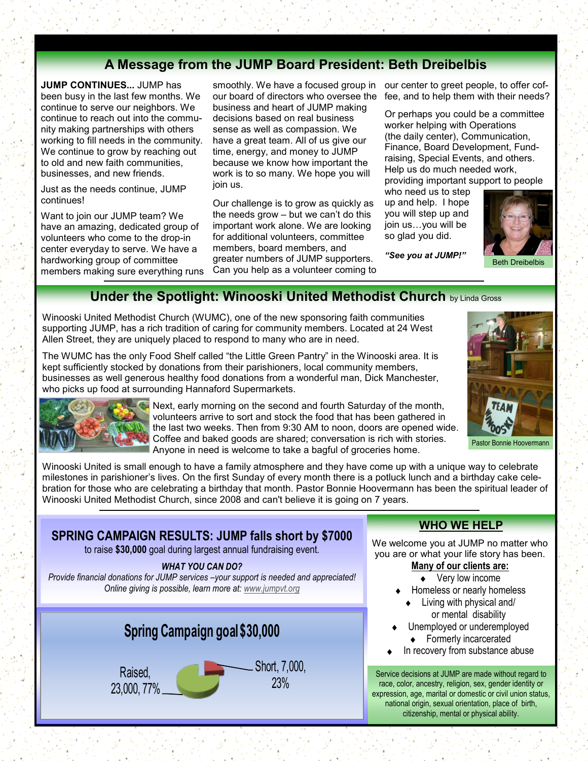## A Message from the JUMP Board President: Beth Dreibelbis

**JUMP CONTINUES...** JUMP has been busy in the last few months. We continue to serve our neighbors. We continue to reach out into the community making partnerships with others working to fill needs in the community. We continue to grow by reaching out to old and new faith communities, businesses, and new friends.

Just as the needs continue, JUMP continues!

Want to join our JUMP team? We have an amazing, dedicated group of volunteers who come to the drop-in center everyday to serve. We have a hardworking group of committee members making sure everything runs smoothly. We have a focused group in our board of directors who oversee the business and heart of JUMP making decisions based on real business sense as well as compassion. We have a great team. All of us give our time, energy, and money to JUMP because we know how important the work is to so many. We hope you will join us.

Our challenge is to grow as quickly as the needs grow – but we can't do this important work alone. We are looking for additional volunteers, committee members, board members, and greater numbers of JUMP supporters. Can you help as a volunteer coming to our center to greet people, to offer coffee, and to help them with their needs?

Or perhaps you could be a committee worker helping with Operations (the daily center), Communication, Finance, Board Development, Fundraising, Special Events, and others. Help us do much needed work, providing important support to people who need us to step up and help. I hope you will step up and join us…you will be so glad you did.

***"See you at JUMP!"***

Beth Dreibelbis

## Under the Spotlight: Winooski United Methodist Church by Linda Gross

Winooski United Methodist Church (WUMC), one of the new sponsoring faith communities supporting JUMP, has a rich tradition of caring for community members. Located at 24 West Allen Street, they are uniquely placed to respond to many who are in need.

The WUMC has the only Food Shelf called "the Little Green Pantry" in the Winooski area. It is kept sufficiently stocked by donations from their parishioners, local community members, businesses as well generous healthy food donations from a wonderful man, Dick Manchester, who picks up food at surrounding Hannaford Supermarkets.

Next, early morning on the second and fourth Saturday of the month, volunteers arrive to sort and stock the food that has been gathered in the last two weeks. Then from 9:30 AM to noon, doors are opened wide. Coffee and baked goods are shared; conversation is rich with stories. Anyone in need is welcome to take a bagful of groceries home.

Pastor Bonnie Hoovermann

Winooski United is small enough to have a family atmosphere and they have come up with a unique way to celebrate milestones in parishioner's lives. On the first Sunday of every month there is a potluck lunch and a birthday cake celebration for those who are celebrating a birthday that month. Pastor Bonnie Hoovermann has been the spiritual leader of Winooski United Methodist Church, since 2008 and can't believe it is going on 7 years.

## SPRING CAMPAIGN RESULTS: JUMP falls short by $7000

to raise **$30,000** goal during largest annual fundraising event.

***WHAT YOU CAN DO?***

*Provide financial donations for JUMP services –your support is needed and appreciated! Online giving is possible, learn more at: www.jumpvt.org*

**Spring Campaign goal $30,000**

- Raised, 23,000, 77%
- Short, 7,000, 23%

## WHO WE HELP

We welcome you at JUMP no matter who you are or what your life story has been.

**Many of our clients are:**

- Very low income
- Homeless or nearly homeless
- Living with physical and/or mental disability
- Unemployed or underemployed
- Formerly incarcerated
- In recovery from substance abuse

Service decisions at JUMP are made without regard to race, color, ancestry, religion, sex, gender identity or expression, age, marital or domestic or civil union status, national origin, sexual orientation, place of birth, citizenship, mental or physical ability.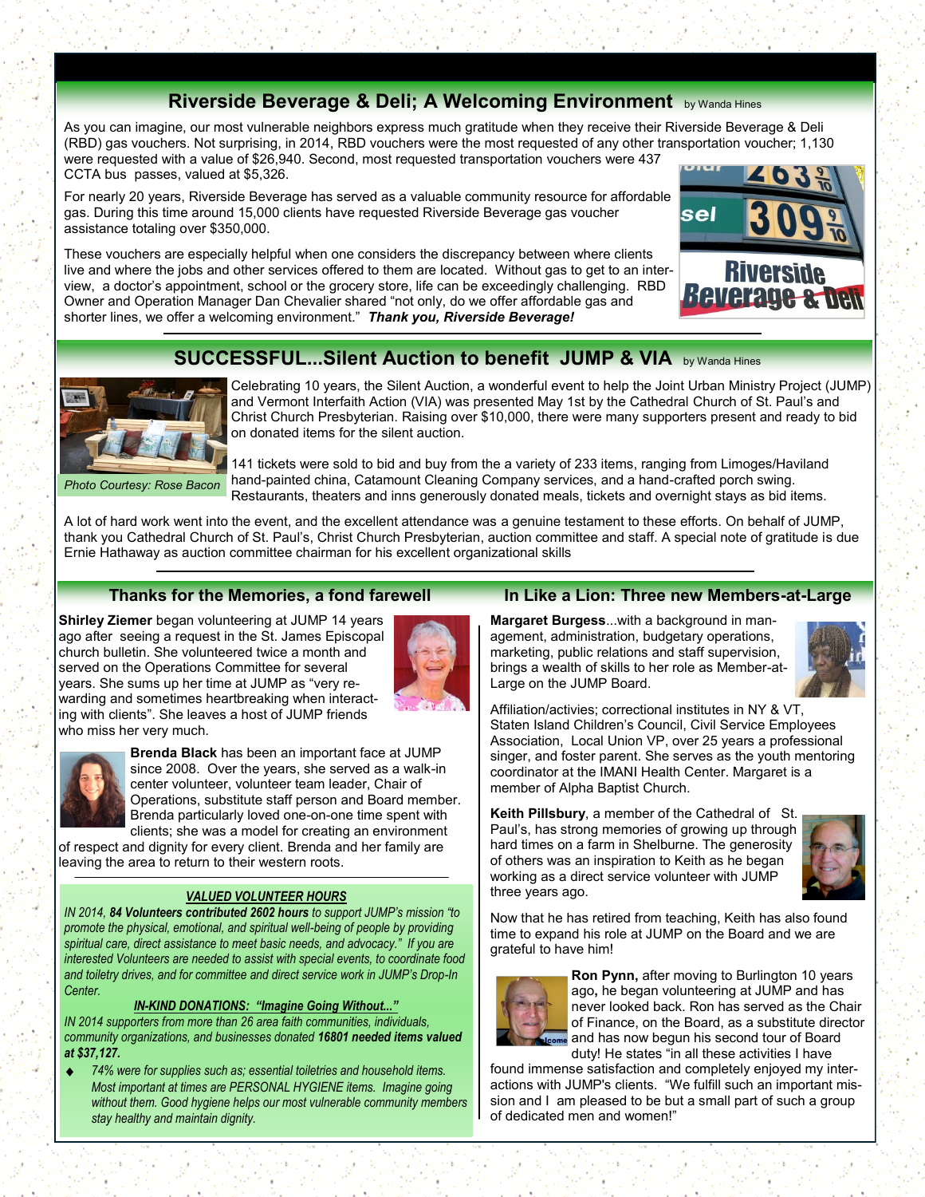## Riverside Beverage & Deli; A Welcoming Environment

by Wanda Hines

As you can imagine, our most vulnerable neighbors express much gratitude when they receive their Riverside Beverage & Deli (RBD) gas vouchers. Not surprising, in 2014, RBD vouchers were the most requested of any other transportation voucher; 1,130 were requested with a value of $26,940. Second, most requested transportation vouchers were 437 CCTA bus passes, valued at $5,326.

For nearly 20 years, Riverside Beverage has served as a valuable community resource for affordable gas. During this time around 15,000 clients have requested Riverside Beverage gas voucher assistance totaling over $350,000.

These vouchers are especially helpful when one considers the discrepancy between where clients live and where the jobs and other services offered to them are located. Without gas to get to an interview, a doctor's appointment, school or the grocery store, life can be exceedingly challenging. RBD Owner and Operation Manager Dan Chevalier shared "not only, do we offer affordable gas and shorter lines, we offer a welcoming environment." ***Thank you, Riverside Beverage!***

## SUCCESSFUL...Silent Auction to benefit JUMP & VIA

by Wanda Hines

Photo Courtesy: Rose Bacon

Celebrating 10 years, the Silent Auction, a wonderful event to help the Joint Urban Ministry Project (JUMP) and Vermont Interfaith Action (VIA) was presented May 1st by the Cathedral Church of St. Paul's and Christ Church Presbyterian. Raising over $10,000, there were many supporters present and ready to bid on donated items for the silent auction.

141 tickets were sold to bid and buy from the a variety of 233 items, ranging from Limoges/Haviland hand-painted china, Catamount Cleaning Company services, and a hand-crafted porch swing. Restaurants, theaters and inns generously donated meals, tickets and overnight stays as bid items.

A lot of hard work went into the event, and the excellent attendance was a genuine testament to these efforts. On behalf of JUMP, thank you Cathedral Church of St. Paul's, Christ Church Presbyterian, auction committee and staff. A special note of gratitude is due Ernie Hathaway as auction committee chairman for his excellent organizational skills

## Thanks for the Memories, a fond farewell

**Shirley Ziemer** began volunteering at JUMP 14 years ago after seeing a request in the St. James Episcopal church bulletin. She volunteered twice a month and served on the Operations Committee for several years. She sums up her time at JUMP as "very rewarding and sometimes heartbreaking when interacting with clients". She leaves a host of JUMP friends who miss her very much.

**Brenda Black** has been an important face at JUMP since 2008. Over the years, she served as a walk-in center volunteer, volunteer team leader, Chair of Operations, substitute staff person and Board member. Brenda particularly loved one-on-one time spent with clients; she was a model for creating an environment of respect and dignity for every client. Brenda and her family are leaving the area to return to their western roots.

***VALUED VOLUNTEER HOURS***

*IN 2014, **84 Volunteers contributed 2602 hours** to support JUMP's mission "to promote the physical, emotional, and spiritual well-being of people by providing spiritual care, direct assistance to meet basic needs, and advocacy." If you are interested Volunteers are needed to assist with special events, to coordinate food and toiletry drives, and for committee and direct service work in JUMP's Drop-In Center.*

***IN-KIND DONATIONS: "Imagine Going Without..."***

*IN 2014 supporters from more than 26 area faith communities, individuals, community organizations, and businesses donated **16801 needed items valued at $37,127.***

- *74% were for supplies such as; essential toiletries and household items. Most important at times are PERSONAL HYGIENE items. Imagine going without them. Good hygiene helps our most vulnerable community members stay healthy and maintain dignity.*

## In Like a Lion: Three new Members-at-Large

**Margaret Burgess**...with a background in management, administration, budgetary operations, marketing, public relations and staff supervision, brings a wealth of skills to her role as Member-at-Large on the JUMP Board.

Affiliation/activies; correctional institutes in NY & VT, Staten Island Children's Council, Civil Service Employees Association, Local Union VP, over 25 years a professional singer, and foster parent. She serves as the youth mentoring coordinator at the IMANI Health Center. Margaret is a member of Alpha Baptist Church.

**Keith Pillsbury**, a member of the Cathedral of St. Paul's, has strong memories of growing up through hard times on a farm in Shelburne. The generosity of others was an inspiration to Keith as he began working as a direct service volunteer with JUMP three years ago.

Now that he has retired from teaching, Keith has also found time to expand his role at JUMP on the Board and we are grateful to have him!

**Ron Pynn,** after moving to Burlington 10 years ago**,** he began volunteering at JUMP and has never looked back. Ron has served as the Chair of Finance, on the Board, as a substitute director and has now begun his second tour of Board duty! He states "in all these activities I have found immense satisfaction and completely enjoyed my interactions with JUMP's clients. "We fulfill such an important mission and I am pleased to be but a small part of such a group of dedicated men and women!"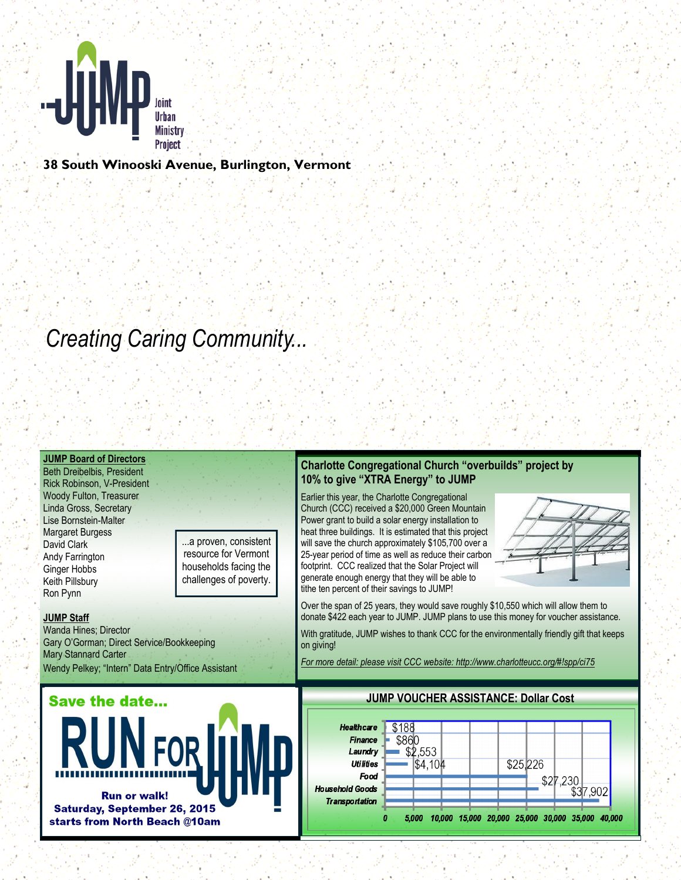JUMP

Joint Urban Ministry Project

**38 South Winooski Avenue, Burlington, Vermont**

*Creating Caring Community...*

**JUMP Board of Directors**

Beth Dreibelbis, President
Rick Robinson, V-President
Woody Fulton, Treasurer
Linda Gross, Secretary
Lise Bornstein-Malter
Margaret Burgess
David Clark
Andy Farrington
Ginger Hobbs
Keith Pillsbury
Ron Pynn

...a proven, consistent resource for Vermont households facing the challenges of poverty.

**JUMP Staff**

Wanda Hines; Director
Gary O'Gorman; Direct Service/Bookkeeping
Mary Stannard Carter
Wendy Pelkey; "Intern" Data Entry/Office Assistant

## Charlotte Congregational Church "overbuilds" project by 10% to give "XTRA Energy" to JUMP

Earlier this year, the Charlotte Congregational Church (CCC) received a $20,000 Green Mountain Power grant to build a solar energy installation to heat three buildings. It is estimated that this project will save the church approximately $105,700 over a 25-year period of time as well as reduce their carbon footprint. CCC realized that the Solar Project will generate enough energy that they will be able to tithe the ten percent of their savings to JUMP!

Over the span of 25 years, they would save roughly $10,550 which will allow them to donate $422 each year to JUMP. JUMP plans to use this money for voucher assistance.

With gratitude, JUMP wishes to thank CCC for the environmentally friendly gift that keeps on giving!

*For more detail: please visit CCC website: http://www.charlotteucc.org/#!spp/ci75*

## Save the date...

RUN FOR JUMP

**Run or walk!**
**Saturday, September 26, 2015**
**starts from North Beach @10am**

## JUMP VOUCHER ASSISTANCE: Dollar Cost

Healthcare $188
Finance $860
Laundry $2,553
Utilities $4,104
Food $25,226
Household Goods $27,230
Transportation $37,902

0 5,000 10,000 15,000 20,000 25,000 30,000 35,000 40,000